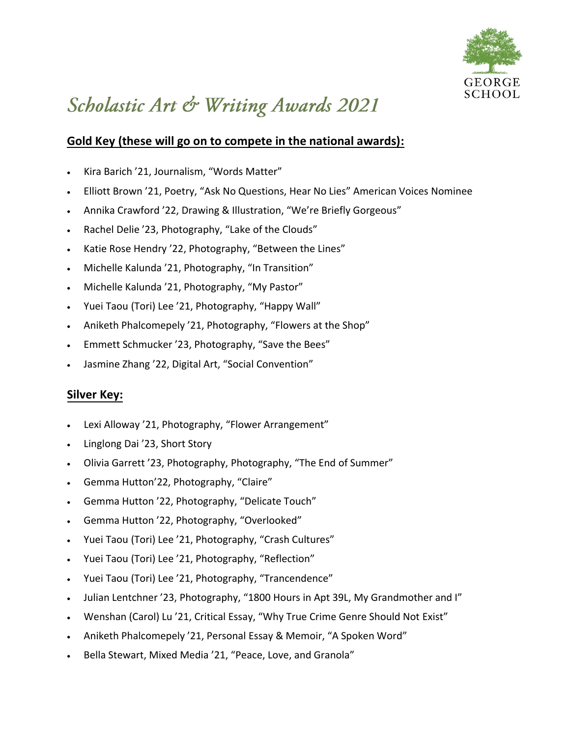GEORGE SCHOOL

# *Scholastic Art & Writing Awards 2021*

## Gold Key (these will go on to compete in the national awards):

- Kira Barich ’21, Journalism, “Words Matter”
- Elliott Brown ’21, Poetry, “Ask No Questions, Hear No Lies” American Voices Nominee
- Annika Crawford ’22, Drawing & Illustration, “We’re Briefly Gorgeous”
- Rachel Delie ’23, Photography, “Lake of the Clouds”
- Katie Rose Hendry ’22, Photography, “Between the Lines”
- Michelle Kalunda ’21, Photography, “In Transition”
- Michelle Kalunda ’21, Photography, “My Pastor”
- Yuei Taou (Tori) Lee ’21, Photography, “Happy Wall”
- Aniketh Phalcomepely ’21, Photography, “Flowers at the Shop”
- Emmett Schmucker ’23, Photography, “Save the Bees”
- Jasmine Zhang ’22, Digital Art, “Social Convention”

## Silver Key:

- Lexi Alloway ’21, Photography, “Flower Arrangement”
- Linglong Dai ’23, Short Story
- Olivia Garrett ’23, Photography, Photography, “The End of Summer”
- Gemma Hutton’22, Photography, “Claire”
- Gemma Hutton ’22, Photography, “Delicate Touch”
- Gemma Hutton ’22, Photography, “Overlooked”
- Yuei Taou (Tori) Lee ’21, Photography, “Crash Cultures”
- Yuei Taou (Tori) Lee ’21, Photography, “Reflection”
- Yuei Taou (Tori) Lee ’21, Photography, “Trancendence”
- Julian Lentchner ’23, Photography, “1800 Hours in Apt 39L, My Grandmother and I”
- Wenshan (Carol) Lu ’21, Critical Essay, “Why True Crime Genre Should Not Exist”
- Aniketh Phalcomepely ’21, Personal Essay & Memoir, “A Spoken Word”
- Bella Stewart, Mixed Media ’21, “Peace, Love, and Granola”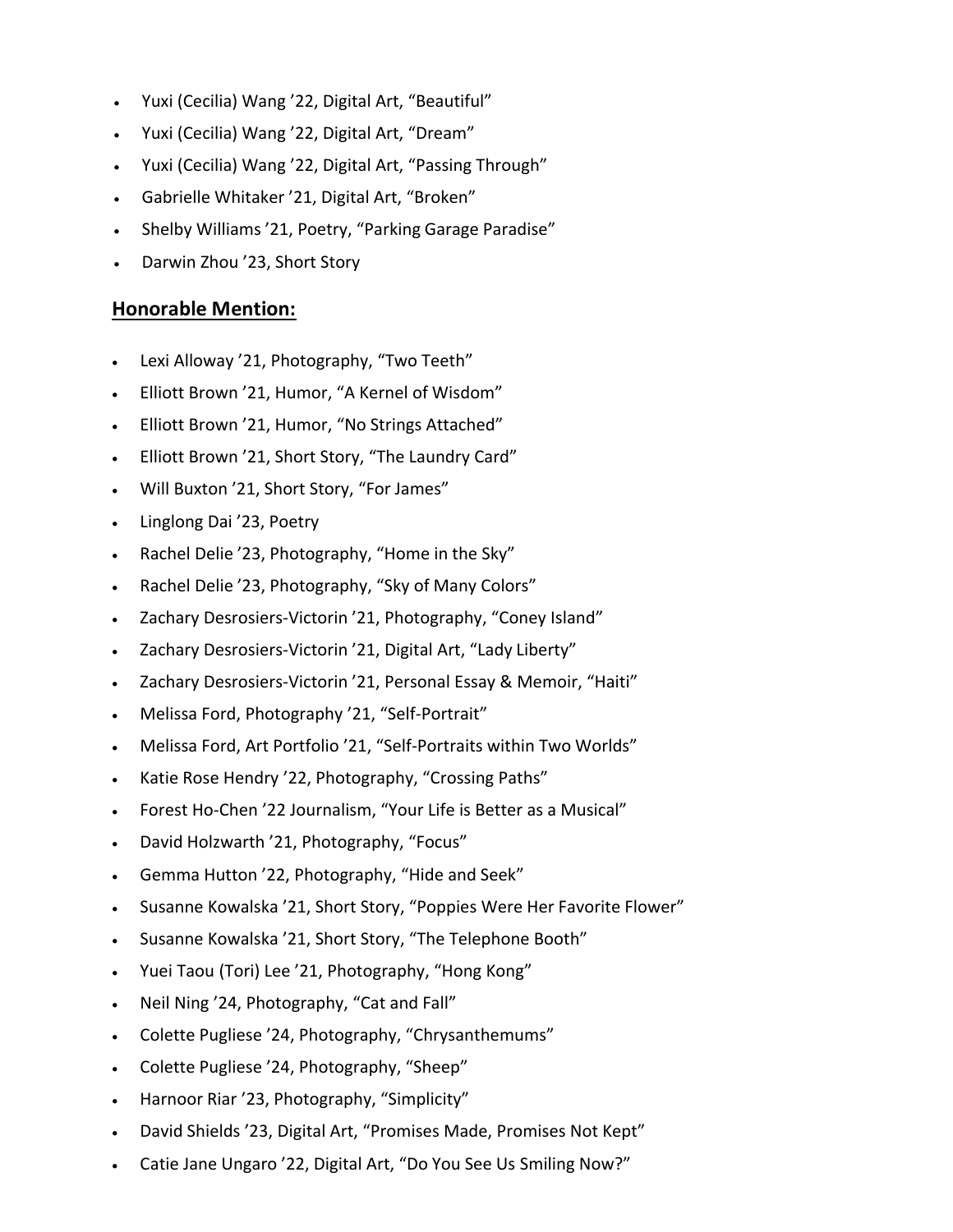- Yuxi (Cecilia) Wang ’22, Digital Art, “Beautiful”
- Yuxi (Cecilia) Wang ’22, Digital Art, “Dream”
- Yuxi (Cecilia) Wang ’22, Digital Art, “Passing Through”
- Gabrielle Whitaker ’21, Digital Art, “Broken”
- Shelby Williams ’21, Poetry, “Parking Garage Paradise”
- Darwin Zhou ’23, Short Story

## Honorable Mention:

- Lexi Alloway ’21, Photography, “Two Teeth”
- Elliott Brown ’21, Humor, “A Kernel of Wisdom”
- Elliott Brown ’21, Humor, “No Strings Attached”
- Elliott Brown ’21, Short Story, “The Laundry Card”
- Will Buxton ’21, Short Story, “For James”
- Linglong Dai ’23, Poetry
- Rachel Delie ’23, Photography, “Home in the Sky”
- Rachel Delie ’23, Photography, “Sky of Many Colors”
- Zachary Desrosiers-Victorin ’21, Photography, “Coney Island”
- Zachary Desrosiers-Victorin ’21, Digital Art, “Lady Liberty”
- Zachary Desrosiers-Victorin ’21, Personal Essay & Memoir, “Haiti”
- Melissa Ford, Photography ’21, “Self-Portrait”
- Melissa Ford, Art Portfolio ’21, “Self-Portraits within Two Worlds”
- Katie Rose Hendry ’22, Photography, “Crossing Paths”
- Forest Ho-Chen ’22 Journalism, “Your Life is Better as a Musical”
- David Holzwarth ’21, Photography, “Focus”
- Gemma Hutton ’22, Photography, “Hide and Seek”
- Susanne Kowalska ’21, Short Story, “Poppies Were Her Favorite Flower”
- Susanne Kowalska ’21, Short Story, “The Telephone Booth”
- Yuei Taou (Tori) Lee ’21, Photography, “Hong Kong”
- Neil Ning ’24, Photography, “Cat and Fall”
- Colette Pugliese ’24, Photography, “Chrysanthemums”
- Colette Pugliese ’24, Photography, “Sheep”
- Harnoor Riar ’23, Photography, “Simplicity”
- David Shields ’23, Digital Art, “Promises Made, Promises Not Kept”
- Catie Jane Ungaro ’22, Digital Art, “Do You See Us Smiling Now?”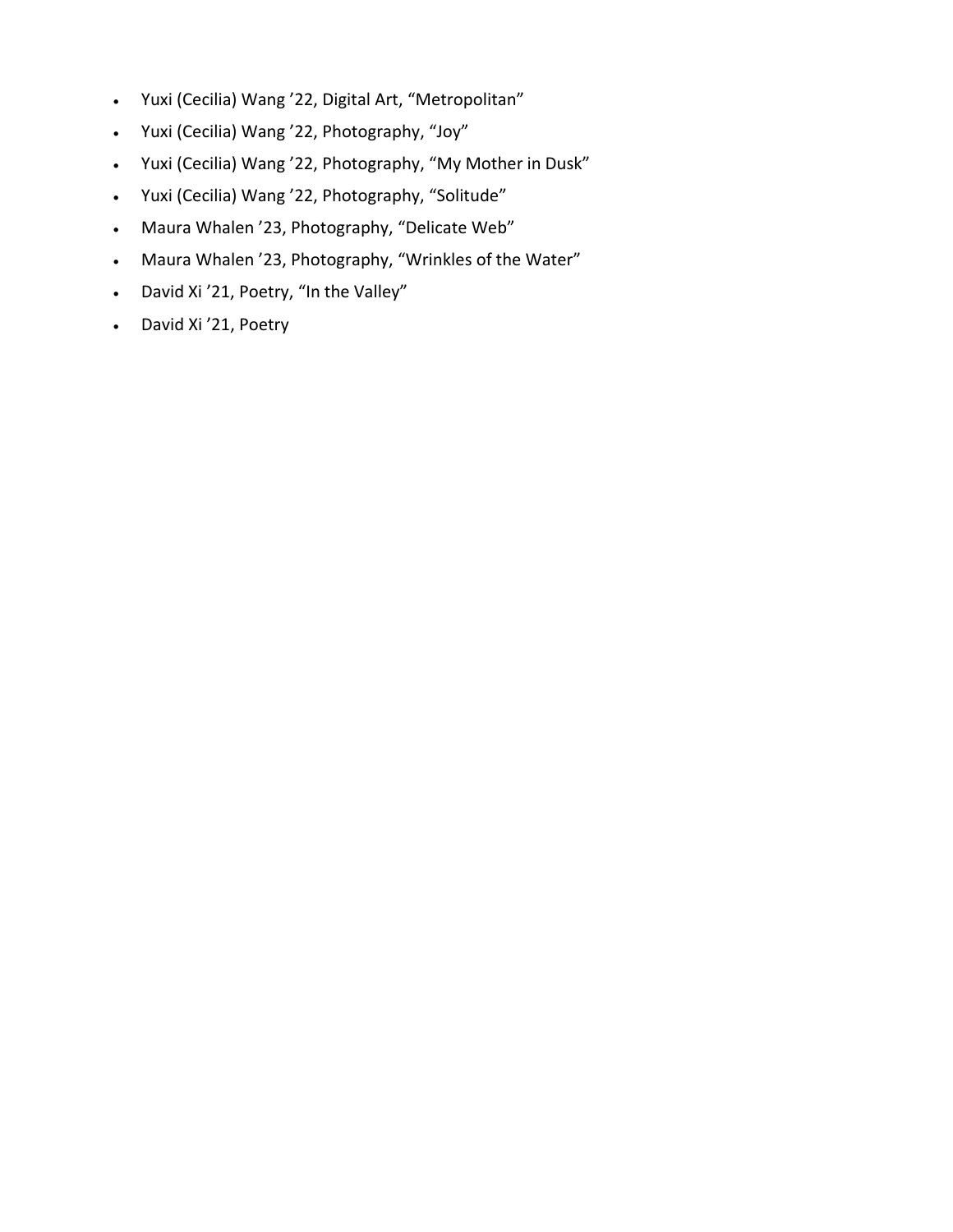- Yuxi (Cecilia) Wang ’22, Digital Art, “Metropolitan”
- Yuxi (Cecilia) Wang ’22, Photography, “Joy”
- Yuxi (Cecilia) Wang ’22, Photography, “My Mother in Dusk”
- Yuxi (Cecilia) Wang ’22, Photography, “Solitude”
- Maura Whalen ’23, Photography, “Delicate Web”
- Maura Whalen ’23, Photography, “Wrinkles of the Water”
- David Xi ’21, Poetry, “In the Valley”
- David Xi ’21, Poetry